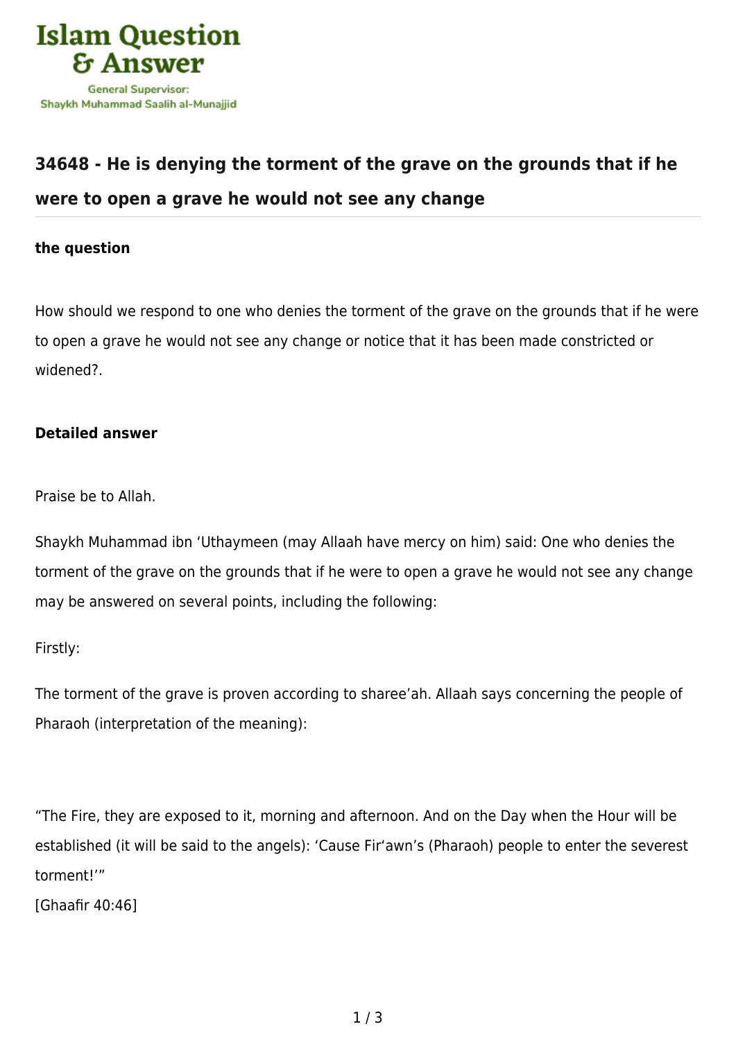Islam Question & Answer

General Supervisor: Shaykh Muhammad Saalih al-Munajjid

## 34648 - He is denying the torment of the grave on the grounds that if he were to open a grave he would not see any change

### the question

How should we respond to one who denies the torment of the grave on the grounds that if he were to open a grave he would not see any change or notice that it has been made constricted or widened?.

### Detailed answer

Praise be to Allah.

Shaykh Muhammad ibn ‘Uthaymeen (may Allaah have mercy on him) said: One who denies the torment of the grave on the grounds that if he were to open a grave he would not see any change may be answered on several points, including the following:

Firstly:

The torment of the grave is proven according to sharee’ah. Allaah says concerning the people of Pharaoh (interpretation of the meaning):

“The Fire, they are exposed to it, morning and afternoon. And on the Day when the Hour will be established (it will be said to the angels): ‘Cause Fir‘awn’s (Pharaoh) people to enter the severest torment!’”
[Ghaafir 40:46]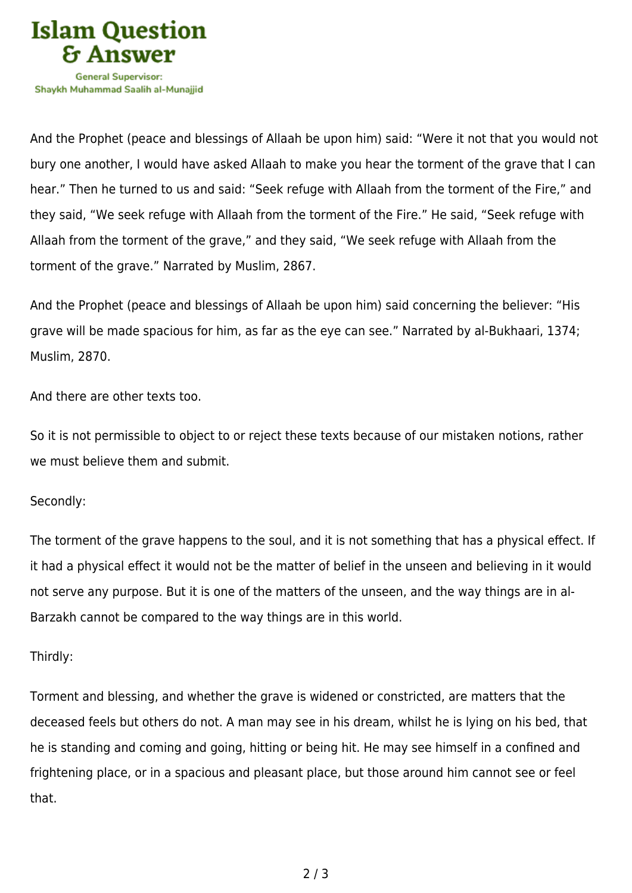And the Prophet (peace and blessings of Allaah be upon him) said: “Were it not that you would not bury one another, I would have asked Allaah to make you hear the torment of the grave that I can hear.” Then he turned to us and said: “Seek refuge with Allaah from the torment of the Fire,” and they said, “We seek refuge with Allaah from the torment of the Fire.” He said, “Seek refuge with Allaah from the torment of the grave,” and they said, “We seek refuge with Allaah from the torment of the grave.” Narrated by Muslim, 2867.

And the Prophet (peace and blessings of Allaah be upon him) said concerning the believer: “His grave will be made spacious for him, as far as the eye can see.” Narrated by al-Bukhaari, 1374; Muslim, 2870.

And there are other texts too.

So it is not permissible to object to or reject these texts because of our mistaken notions, rather we must believe them and submit.

Secondly:

The torment of the grave happens to the soul, and it is not something that has a physical effect. If it had a physical effect it would not be the matter of belief in the unseen and believing in it would not serve any purpose. But it is one of the matters of the unseen, and the way things are in al-Barzakh cannot be compared to the way things are in this world.

Thirdly:

Torment and blessing, and whether the grave is widened or constricted, are matters that the deceased feels but others do not. A man may see in his dream, whilst he is lying on his bed, that he is standing and coming and going, hitting or being hit. He may see himself in a confined and frightening place, or in a spacious and pleasant place, but those around him cannot see or feel that.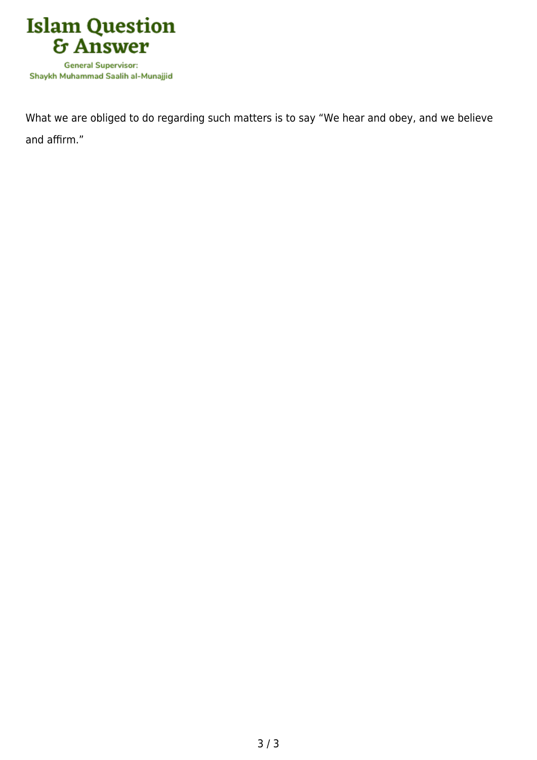What we are obliged to do regarding such matters is to say “We hear and obey, and we believe and affirm.”